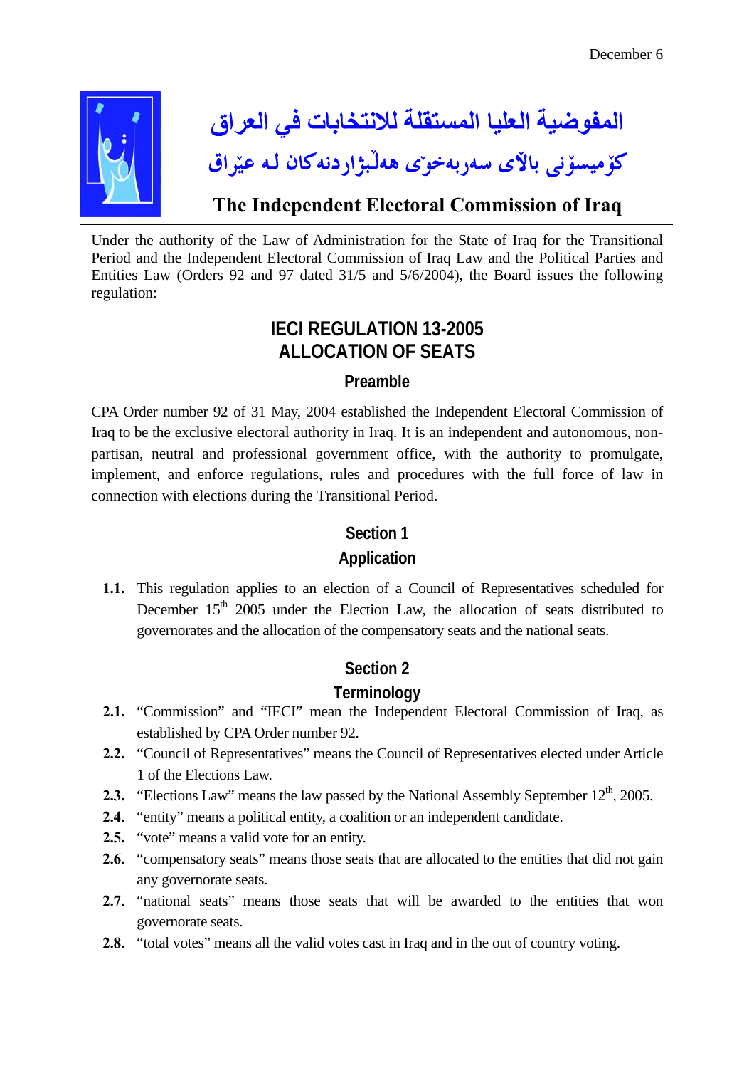December 6

المفوضية العليا المستقلة للانتخابات في العراق

كۆميسۆنی باڵای سەربەخۆی هەڵبژاردنەكان لە عێراق

**The Independent Electoral Commission of Iraq**

Under the authority of the Law of Administration for the State of Iraq for the Transitional Period and the Independent Electoral Commission of Iraq Law and the Political Parties and Entities Law (Orders 92 and 97 dated 31/5 and 5/6/2004), the Board issues the following regulation:

# IECI REGULATION 13-2005
# ALLOCATION OF SEATS

## Preamble

CPA Order number 92 of 31 May, 2004 established the Independent Electoral Commission of Iraq to be the exclusive electoral authority in Iraq. It is an independent and autonomous, non-partisan, neutral and professional government office, with the authority to promulgate, implement, and enforce regulations, rules and procedures with the full force of law in connection with elections during the Transitional Period.

## Section 1
## Application

**1.1.** This regulation applies to an election of a Council of Representatives scheduled for December 15th 2005 under the Election Law, the allocation of seats distributed to governorates and the allocation of the compensatory seats and the national seats.

## Section 2
## Terminology

**2.1.** "Commission" and "IECI" mean the Independent Electoral Commission of Iraq, as established by CPA Order number 92.

**2.2.** "Council of Representatives" means the Council of Representatives elected under Article 1 of the Elections Law.

**2.3.** "Elections Law" means the law passed by the National Assembly September 12th, 2005.

**2.4.** "entity" means a political entity, a coalition or an independent candidate.

**2.5.** "vote" means a valid vote for an entity.

**2.6.** "compensatory seats" means those seats that are allocated to the entities that did not gain any governorate seats.

**2.7.** "national seats" means those seats that will be awarded to the entities that won governorate seats.

**2.8.** "total votes" means all the valid votes cast in Iraq and in the out of country voting.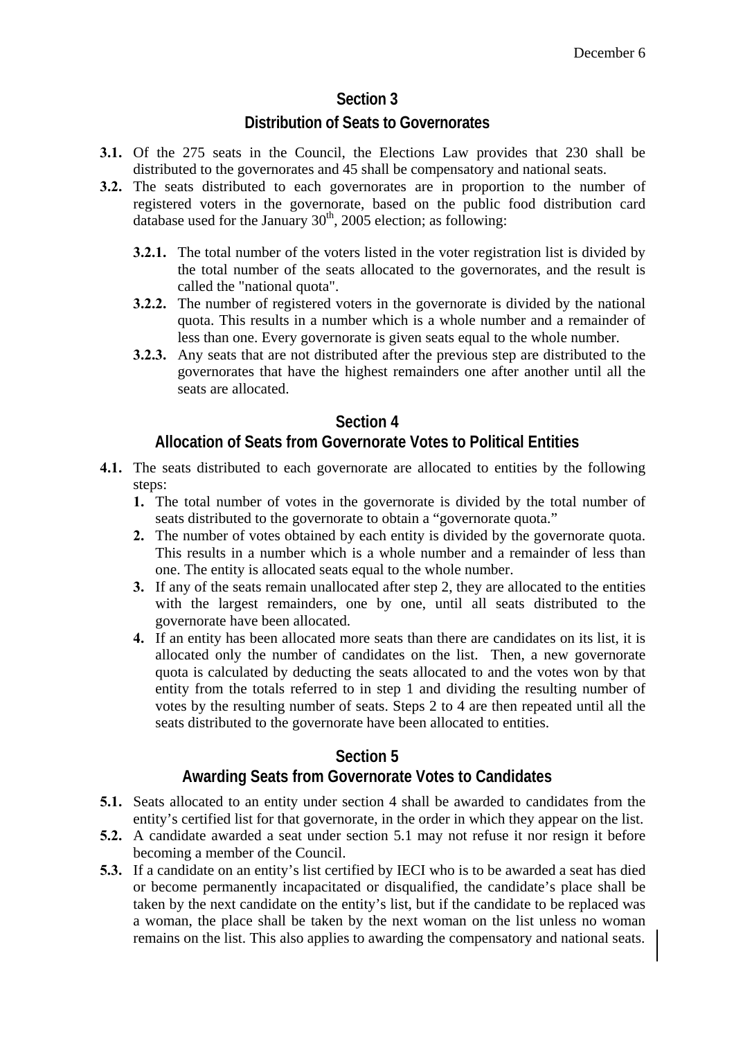## Section 3

## Distribution of Seats to Governorates

**3.1.** Of the 275 seats in the Council, the Elections Law provides that 230 shall be distributed to the governorates and 45 shall be compensatory and national seats.

**3.2.** The seats distributed to each governorates are in proportion to the number of registered voters in the governorate, based on the public food distribution card database used for the January 30th, 2005 election; as following:

- **3.2.1.** The total number of the voters listed in the voter registration list is divided by the total number of the seats allocated to the governorates, and the result is called the "national quota".
- **3.2.2.** The number of registered voters in the governorate is divided by the national quota. This results in a number which is a whole number and a remainder of less than one. Every governorate is given seats equal to the whole number.
- **3.2.3.** Any seats that are not distributed after the previous step are distributed to the governorates that have the highest remainders one after another until all the seats are allocated.

## Section 4

## Allocation of Seats from Governorate Votes to Political Entities

**4.1.** The seats distributed to each governorate are allocated to entities by the following steps:

1. The total number of votes in the governorate is divided by the total number of seats distributed to the governorate to obtain a "governorate quota."
2. The number of votes obtained by each entity is divided by the governorate quota. This results in a number which is a whole number and a remainder of less than one. The entity is allocated seats equal to the whole number.
3. If any of the seats remain unallocated after step 2, they are allocated to the entities with the largest remainders, one by one, until all seats distributed to the governorate have been allocated.
4. If an entity has been allocated more seats than there are candidates on its list, it is allocated only the number of candidates on the list. Then, a new governorate quota is calculated by deducting the seats allocated to and the votes won by that entity from the totals referred to in step 1 and dividing the resulting number of votes by the resulting number of seats. Steps 2 to 4 are then repeated until all the seats distributed to the governorate have been allocated to entities.

## Section 5

## Awarding Seats from Governorate Votes to Candidates

**5.1.** Seats allocated to an entity under section 4 shall be awarded to candidates from the entity's certified list for that governorate, in the order in which they appear on the list.

**5.2.** A candidate awarded a seat under section 5.1 may not refuse it nor resign it before becoming a member of the Council.

**5.3.** If a candidate on an entity's list certified by IECI who is to be awarded a seat has died or become permanently incapacitated or disqualified, the candidate's place shall be taken by the next candidate on the entity's list, but if the candidate to be replaced was a woman, the place shall be taken by the next woman on the list unless no woman remains on the list. This also applies to awarding the compensatory and national seats.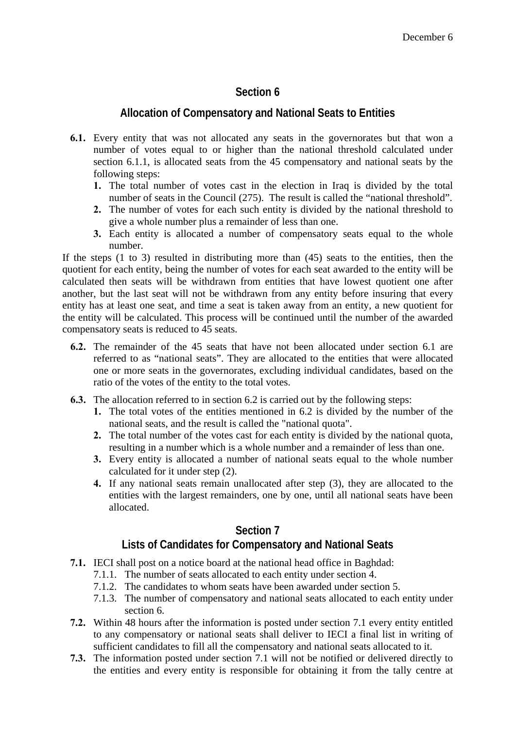## Section 6

## Allocation of Compensatory and National Seats to Entities

**6.1.** Every entity that was not allocated any seats in the governorates but that won a number of votes equal to or higher than the national threshold calculated under section 6.1.1, is allocated seats from the 45 compensatory and national seats by the following steps:

1. The total number of votes cast in the election in Iraq is divided by the total number of seats in the Council (275). The result is called the “national threshold”.
2. The number of votes for each such entity is divided by the national threshold to give a whole number plus a remainder of less than one.
3. Each entity is allocated a number of compensatory seats equal to the whole number.

If the steps (1 to 3) resulted in distributing more than (45) seats to the entities, then the quotient for each entity, being the number of votes for each seat awarded to the entity will be calculated then seats will be withdrawn from entities that have lowest quotient one after another, but the last seat will not be withdrawn from any entity before insuring that every entity has at least one seat, and time a seat is taken away from an entity, a new quotient for the entity will be calculated. This process will be continued until the number of the awarded compensatory seats is reduced to 45 seats.

**6.2.** The remainder of the 45 seats that have not been allocated under section 6.1 are referred to as “national seats”. They are allocated to the entities that were allocated one or more seats in the governorates, excluding individual candidates, based on the ratio of the votes of the entity to the total votes.

**6.3.** The allocation referred to in section 6.2 is carried out by the following steps:

1. The total votes of the entities mentioned in 6.2 is divided by the number of the national seats, and the result is called the "national quota".
2. The total number of the votes cast for each entity is divided by the national quota, resulting in a number which is a whole number and a remainder of less than one.
3. Every entity is allocated a number of national seats equal to the whole number calculated for it under step (2).
4. If any national seats remain unallocated after step (3), they are allocated to the entities with the largest remainders, one by one, until all national seats have been allocated.

## Section 7

## Lists of Candidates for Compensatory and National Seats

**7.1.** IECI shall post on a notice board at the national head office in Baghdad:

- 7.1.1. The number of seats allocated to each entity under section 4.
- 7.1.2. The candidates to whom seats have been awarded under section 5.
- 7.1.3. The number of compensatory and national seats allocated to each entity under section 6.

**7.2.** Within 48 hours after the information is posted under section 7.1 every entity entitled to any compensatory or national seats shall deliver to IECI a final list in writing of sufficient candidates to fill all the compensatory and national seats allocated to it.

**7.3.** The information posted under section 7.1 will not be notified or delivered directly to the entities and every entity is responsible for obtaining it from the tally centre at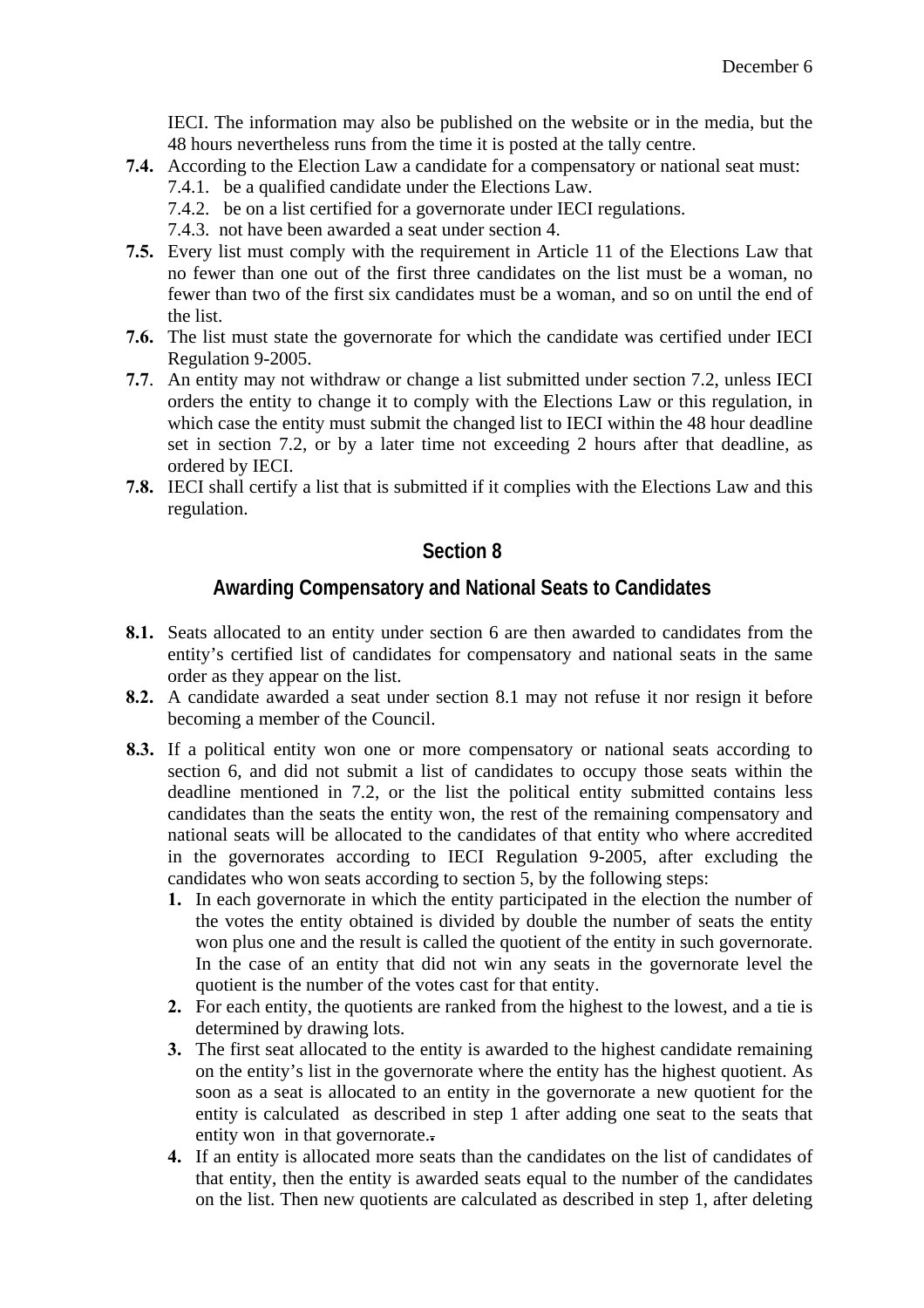IECI. The information may also be published on the website or in the media, but the 48 hours nevertheless runs from the time it is posted at the tally centre.

**7.4.** According to the Election Law a candidate for a compensatory or national seat must:

7.4.1. be a qualified candidate under the Elections Law.

7.4.2. be on a list certified for a governorate under IECI regulations.

7.4.3. not have been awarded a seat under section 4.

**7.5.** Every list must comply with the requirement in Article 11 of the Elections Law that no fewer than one out of the first three candidates on the list must be a woman, no fewer than two of the first six candidates must be a woman, and so on until the end of the list.

**7.6.** The list must state the governorate for which the candidate was certified under IECI Regulation 9-2005.

**7.7**. An entity may not withdraw or change a list submitted under section 7.2, unless IECI orders the entity to change it to comply with the Elections Law or this regulation, in which case the entity must submit the changed list to IECI within the 48 hour deadline set in section 7.2, or by a later time not exceeding 2 hours after that deadline, as ordered by IECI.

**7.8.** IECI shall certify a list that is submitted if it complies with the Elections Law and this regulation.

## Section 8

## Awarding Compensatory and National Seats to Candidates

**8.1.** Seats allocated to an entity under section 6 are then awarded to candidates from the entity's certified list of candidates for compensatory and national seats in the same order as they appear on the list.

**8.2.** A candidate awarded a seat under section 8.1 may not refuse it nor resign it before becoming a member of the Council.

**8.3.** If a political entity won one or more compensatory or national seats according to section 6, and did not submit a list of candidates to occupy those seats within the deadline mentioned in 7.2, or the list the political entity submitted contains less candidates than the seats the entity won, the rest of the remaining compensatory and national seats will be allocated to the candidates of that entity who where accredited in the governorates according to IECI Regulation 9-2005, after excluding the candidates who won seats according to section 5, by the following steps:

1. In each governorate in which the entity participated in the election the number of the votes the entity obtained is divided by double the number of seats the entity won plus one and the result is called the quotient of the entity in such governorate. In the case of an entity that did not win any seats in the governorate level the quotient is the number of the votes cast for that entity.
2. For each entity, the quotients are ranked from the highest to the lowest, and a tie is determined by drawing lots.
3. The first seat allocated to the entity is awarded to the highest candidate remaining on the entity's list in the governorate where the entity has the highest quotient. As soon as a seat is allocated to an entity in the governorate a new quotient for the entity is calculated as described in step 1 after adding one seat to the seats that entity won in that governorate.
4. If an entity is allocated more seats than the candidates on the list of candidates of that entity, then the entity is awarded seats equal to the number of the candidates on the list. Then new quotients are calculated as described in step 1, after deleting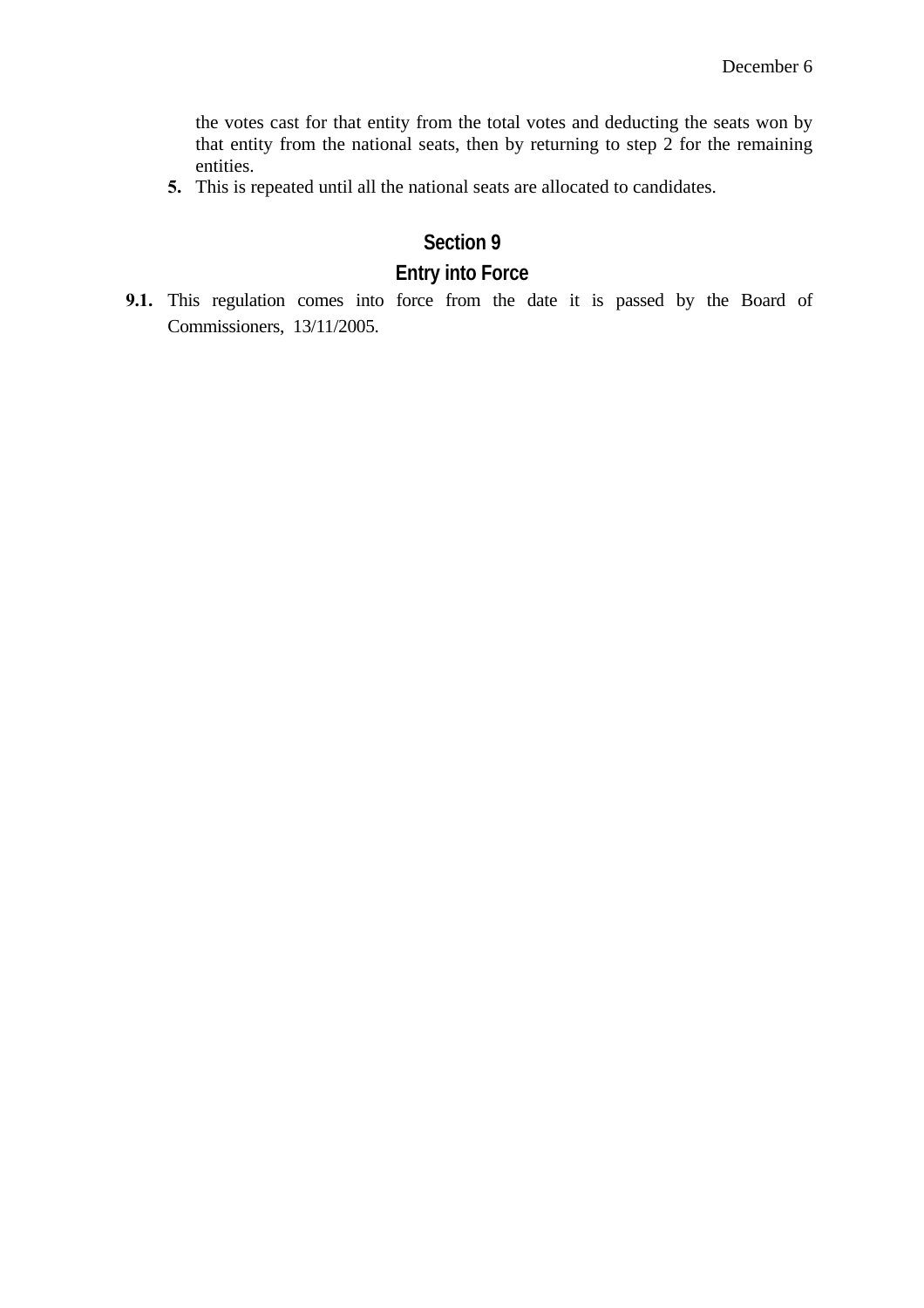the votes cast for that entity from the total votes and deducting the seats won by that entity from the national seats, then by returning to step 2 for the remaining entities.

5. This is repeated until all the national seats are allocated to candidates.

## Section 9

## Entry into Force

**9.1.** This regulation comes into force from the date it is passed by the Board of Commissioners, 13/11/2005.